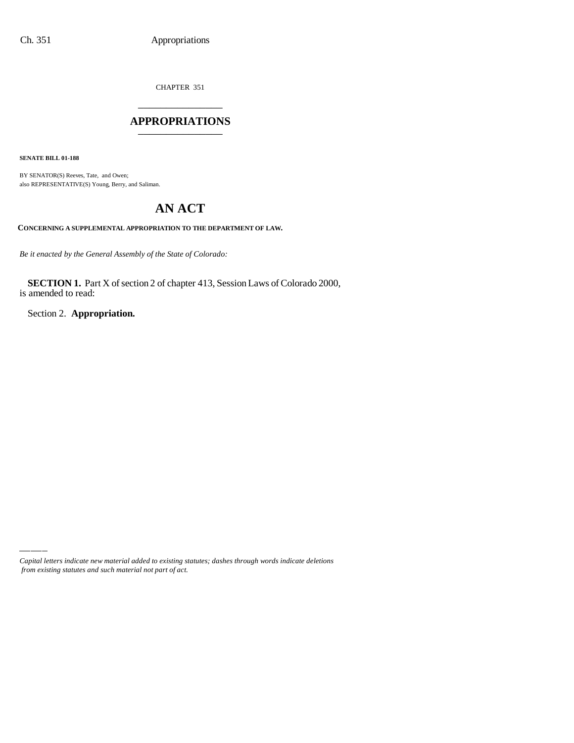CHAPTER 351

## APPROPRIATIONS

**SENATE BILL 01-188**

BY SENATOR(S) Reeves, Tate, and Owen;
also REPRESENTATIVE(S) Young, Berry, and Saliman.

# AN ACT

**CONCERNING A SUPPLEMENTAL APPROPRIATION TO THE DEPARTMENT OF LAW.**

*Be it enacted by the General Assembly of the State of Colorado:*

**SECTION 1.** Part X of section 2 of chapter 413, Session Laws of Colorado 2000, is amended to read:

Section 2. **Appropriation.**

*Capital letters indicate new material added to existing statutes; dashes through words indicate deletions from existing statutes and such material not part of act.*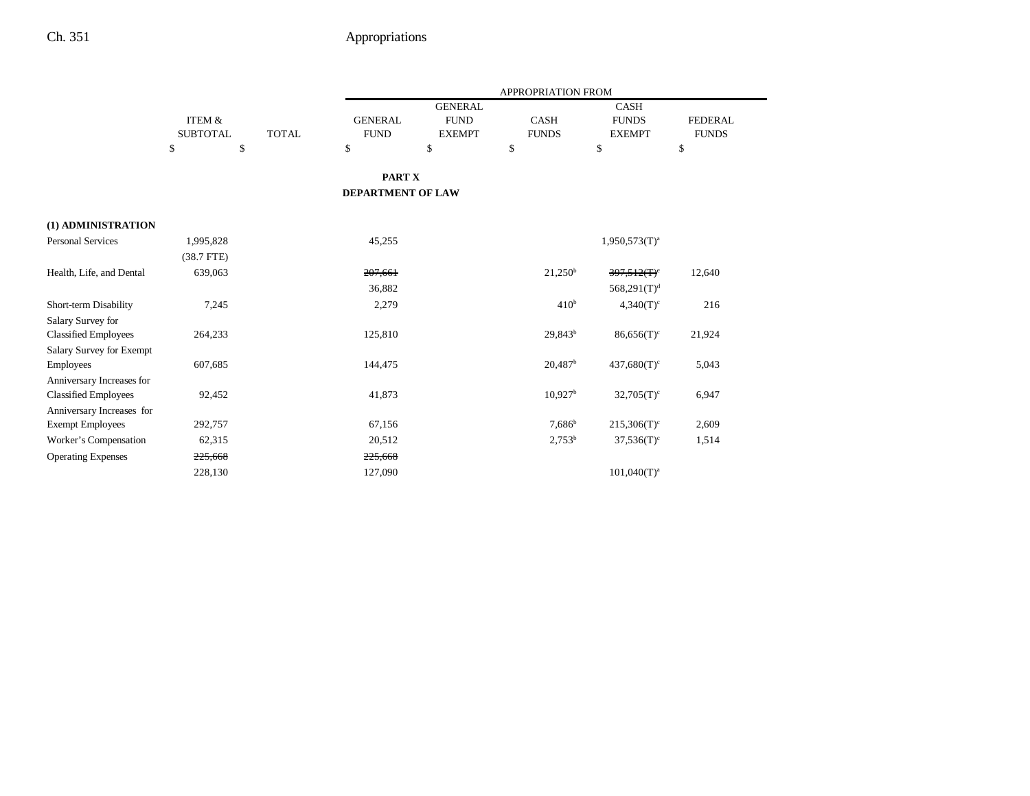| | ITEM & SUBTOTAL | TOTAL | APPROPRIATION FROM GENERAL FUND | GENERAL FUND EXEMPT | CASH FUNDS | CASH FUNDS EXEMPT | FEDERAL FUNDS |
|---|---|---|---|---|---|---|---|
| | $ | $ | $ | $ | $ | $ | $ |

**PART X**
**DEPARTMENT OF LAW**

| | ITEM & SUBTOTAL | TOTAL | GENERAL FUND | GENERAL FUND EXEMPT | CASH FUNDS | CASH FUNDS EXEMPT | FEDERAL FUNDS |
|---|---|---|---|---|---|---|---|
| **(1) ADMINISTRATION** | | | | | | | |
| Personal Services | 1,995,828 | | 45,255 | | | 1,950,573(T)[a] | |
| | (38.7 FTE) | | | | | | |
| Health, Life, and Dental | 639,063 | | ~~207,661~~ | | 21,250[b] | ~~397,512(T)[c]~~ | 12,640 |
| | | | 36,882 | | | 568,291(T)[d] | |
| Short-term Disability | 7,245 | | 2,279 | | 410[b] | 4,340(T)[c] | 216 |
| Salary Survey for Classified Employees | 264,233 | | 125,810 | | 29,843[b] | 86,656(T)[c] | 21,924 |
| Salary Survey for Exempt Employees | 607,685 | | 144,475 | | 20,487[b] | 437,680(T)[c] | 5,043 |
| Anniversary Increases for Classified Employees | 92,452 | | 41,873 | | 10,927[b] | 32,705(T)[c] | 6,947 |
| Anniversary Increases for Exempt Employees | 292,757 | | 67,156 | | 7,686[b] | 215,306(T)[c] | 2,609 |
| Worker's Compensation | 62,315 | | 20,512 | | 2,753[b] | 37,536(T)[c] | 1,514 |
| Operating Expenses | ~~225,668~~ | | ~~225,668~~ | | | | |
| | 228,130 | | 127,090 | | | 101,040(T)[a] | |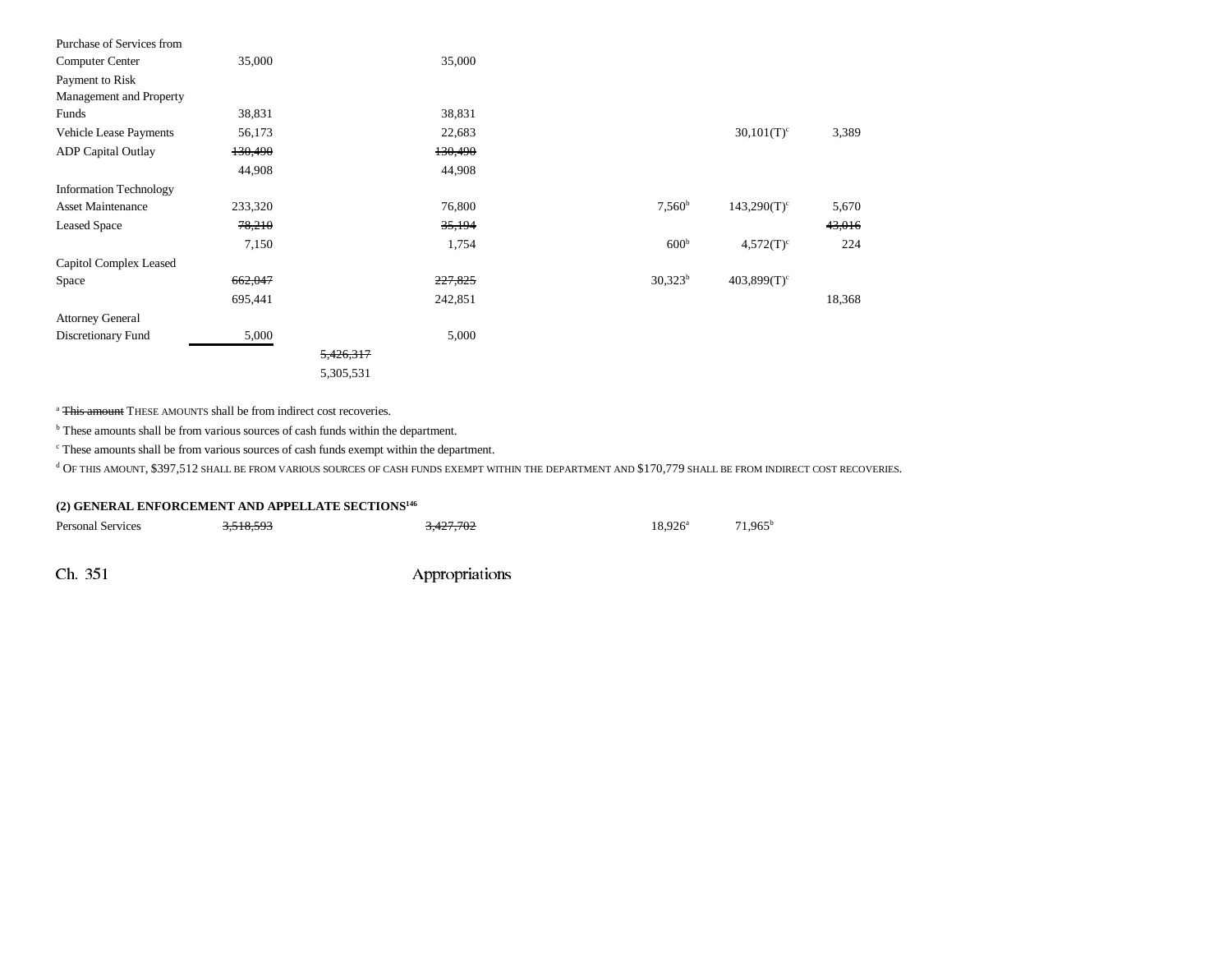| | | | | | | |
|---|---|---|---|---|---|---|
| Purchase of Services from Computer Center | 35,000 | | 35,000 | | | |
| Payment to Risk Management and Property Funds | 38,831 | | 38,831 | | | |
| Vehicle Lease Payments | 56,173 | | 22,683 | | 30,101(T)[c] | 3,389 |
| ADP Capital Outlay | ~~130,490~~ | | ~~130,490~~ | | | |
| | 44,908 | | 44,908 | | | |
| Information Technology Asset Maintenance | 233,320 | | 76,800 | 7,560[b] | 143,290(T)[c] | 5,670 |
| Leased Space | ~~78,210~~ | | ~~35,194~~ | | | ~~43,016~~ |
| | 7,150 | | 1,754 | 600[b] | 4,572(T)[c] | 224 |
| Capitol Complex Leased Space | ~~662,047~~ | | ~~227,825~~ | 30,323[b] | 403,899(T)[c] | |
| | 695,441 | | 242,851 | | | 18,368 |
| Attorney General Discretionary Fund | 5,000 | | 5,000 | | | |
| | | ~~5,426,317~~ | | | | |
| | | 5,305,531 | | | | |

[a] ~~This amount~~ THESE AMOUNTS shall be from indirect cost recoveries.

[b] These amounts shall be from various sources of cash funds within the department.

[c] These amounts shall be from various sources of cash funds exempt within the department.

[d] OF THIS AMOUNT, $397,512 SHALL BE FROM VARIOUS SOURCES OF CASH FUNDS EXEMPT WITHIN THE DEPARTMENT AND $170,779 SHALL BE FROM INDIRECT COST RECOVERIES.

**(2) GENERAL ENFORCEMENT AND APPELLATE SECTIONS[146]**

| | | | | | | |
|---|---|---|---|---|---|---|
| Personal Services | ~~3,518,593~~ | | ~~3,427,702~~ | 18,926[a] | 71,965[b] | |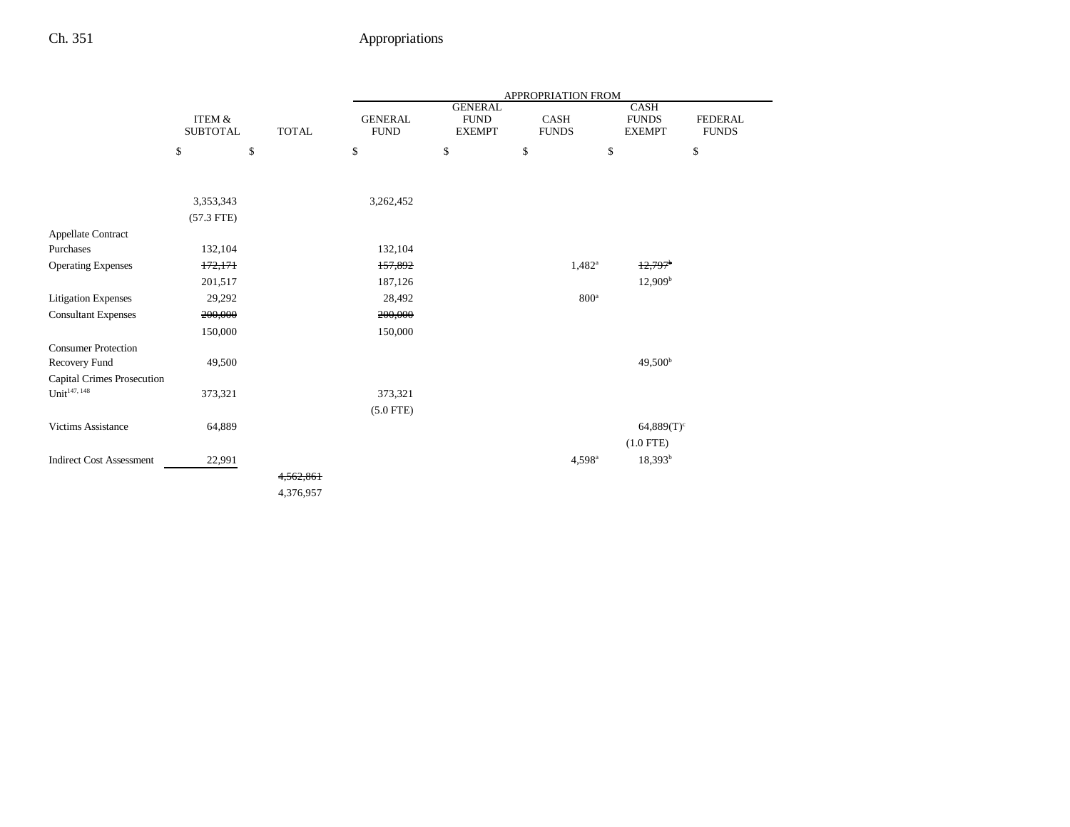| | ITEM & SUBTOTAL | TOTAL | APPROPRIATION FROM GENERAL FUND | GENERAL FUND EXEMPT | CASH FUNDS | CASH FUNDS EXEMPT | FEDERAL FUNDS |
|---|---|---|---|---|---|---|---|
| | $ | $ | $ | $ | $ | $ | $ |
| | 3,353,343 | | 3,262,452 | | | | |
| | (57.3 FTE) | | | | | | |
| Appellate Contract Purchases | 132,104 | | 132,104 | | | | |
| Operating Expenses | ~~172,171~~ | | ~~157,892~~ | | 1,482[a] | ~~12,797~~[b] | |
| | 201,517 | | 187,126 | | | 12,909[b] | |
| Litigation Expenses | 29,292 | | 28,492 | | 800[a] | | |
| Consultant Expenses | ~~200,000~~ | | ~~200,000~~ | | | | |
| | 150,000 | | 150,000 | | | | |
| Consumer Protection Recovery Fund | 49,500 | | | | | 49,500[b] | |
| Capital Crimes Prosecution Unit[147, 148] | 373,321 | | 373,321 | | | | |
| | | | (5.0 FTE) | | | | |
| Victims Assistance | 64,889 | | | | | 64,889(T)[c] | |
| | | | | | | (1.0 FTE) | |
| Indirect Cost Assessment | 22,991 | | | | 4,598[a] | 18,393[b] | |
| | | ~~4,562,861~~ | | | | | |
| | | 4,376,957 | | | | | |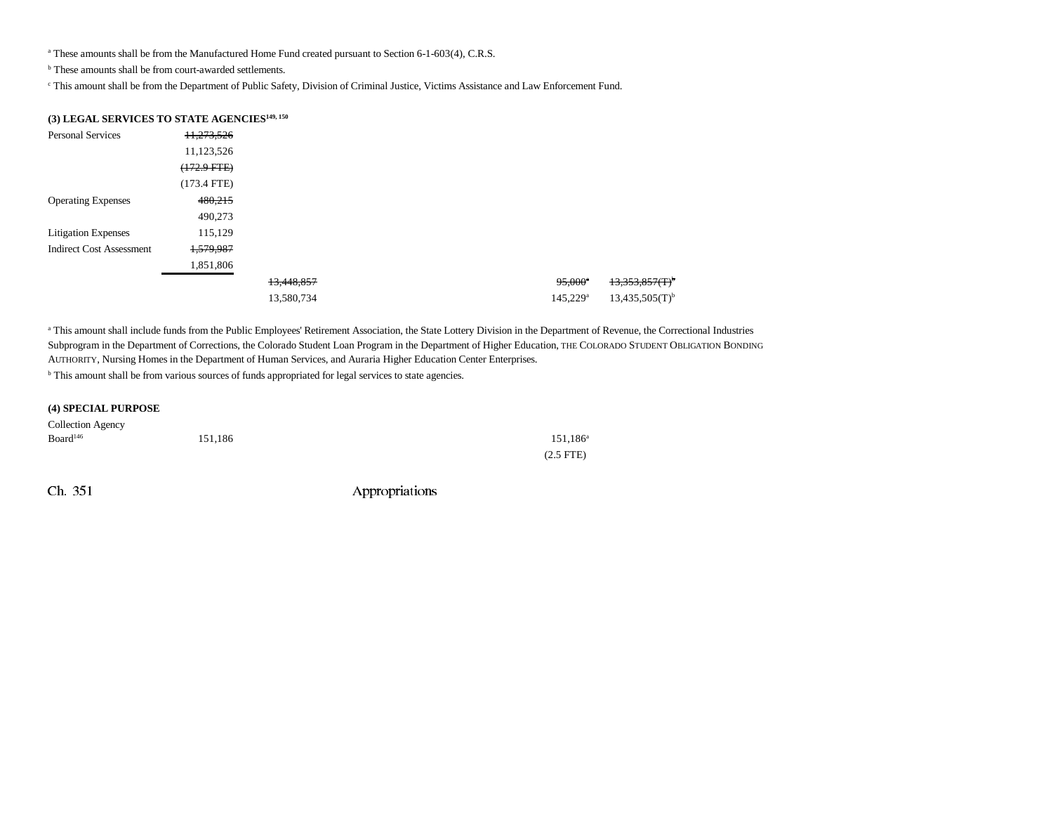[a] These amounts shall be from the Manufactured Home Fund created pursuant to Section 6-1-603(4), C.R.S.

[b] These amounts shall be from court-awarded settlements.

[c] This amount shall be from the Department of Public Safety, Division of Criminal Justice, Victims Assistance and Law Enforcement Fund.

**(3) LEGAL SERVICES TO STATE AGENCIES[149, 150]**

| | | | | | |
|---|---|---|---|---|---|
| Personal Services | ~~11,273,526~~ | | | | |
| | 11,123,526 | | | | |
| | ~~(172.9 FTE)~~ | | | | |
| | (173.4 FTE) | | | | |
| Operating Expenses | ~~480,215~~ | | | | |
| | 490,273 | | | | |
| Litigation Expenses | 115,129 | | | | |
| Indirect Cost Assessment | ~~1,579,987~~ | | | | |
| | 1,851,806 | | | | |
| | | ~~13,448,857~~ | | ~~95,000[a]~~ | ~~13,353,857(T)[b]~~ |
| | | 13,580,734 | | 145,229[a] | 13,435,505(T)[b] |

[a] This amount shall include funds from the Public Employees' Retirement Association, the State Lottery Division in the Department of Revenue, the Correctional Industries Subprogram in the Department of Corrections, the Colorado Student Loan Program in the Department of Higher Education, THE COLORADO STUDENT OBLIGATION BONDING AUTHORITY, Nursing Homes in the Department of Human Services, and Auraria Higher Education Center Enterprises.

[b] This amount shall be from various sources of funds appropriated for legal services to state agencies.

**(4) SPECIAL PURPOSE**

| | | | | | |
|---|---|---|---|---|---|
| Collection Agency Board[146] | 151,186 | | | 151,186[a] | |
| | | | | (2.5 FTE) | |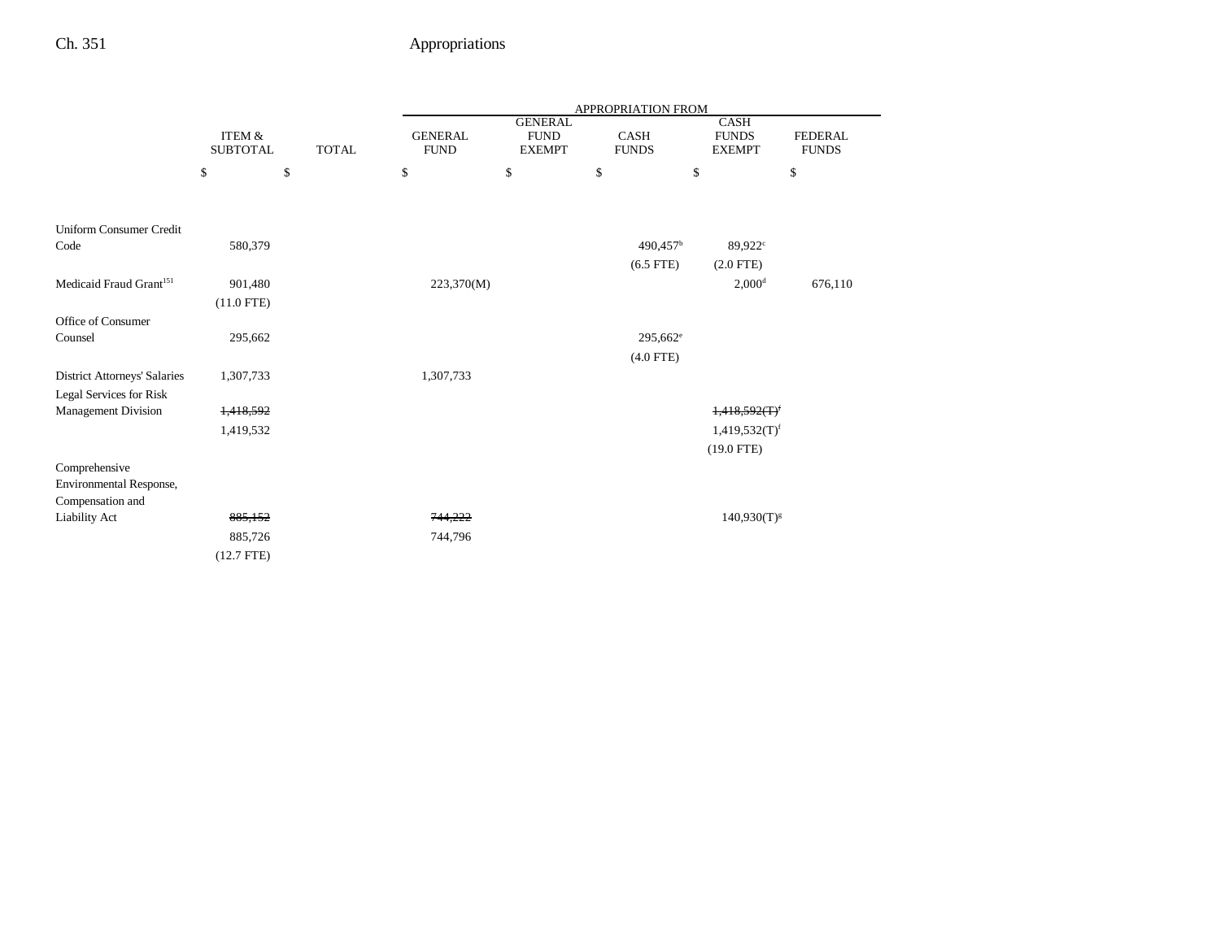| | ITEM & SUBTOTAL | TOTAL | APPROPRIATION FROM | | | | |
|---|---|---|---|---|---|---|---|
| | | | GENERAL FUND | GENERAL FUND EXEMPT | CASH FUNDS | CASH FUNDS EXEMPT | FEDERAL FUNDS |
| | $ | $ | $ | $ | $ | $ | $ |
| Uniform Consumer Credit Code | 580,379 | | | | 490,457[b] | 89,922[c] | |
| | | | | | (6.5 FTE) | (2.0 FTE) | |
| Medicaid Fraud Grant[151] | 901,480 | | 223,370(M) | | | 2,000[d] | 676,110 |
| | (11.0 FTE) | | | | | | |
| Office of Consumer Counsel | 295,662 | | | | 295,662[e] | | |
| | | | | | (4.0 FTE) | | |
| District Attorneys' Salaries | 1,307,733 | | 1,307,733 | | | | |
| Legal Services for Risk Management Division | ~~1,418,592~~ | | | | | ~~1,418,592(T)[f]~~ | |
| | 1,419,532 | | | | | 1,419,532(T)[f] | |
| | | | | | | (19.0 FTE) | |
| Comprehensive Environmental Response, Compensation and Liability Act | ~~885,152~~ | | ~~744,222~~ | | | 140,930(T)[g] | |
| | 885,726 | | 744,796 | | | | |
| | (12.7 FTE) | | | | | | |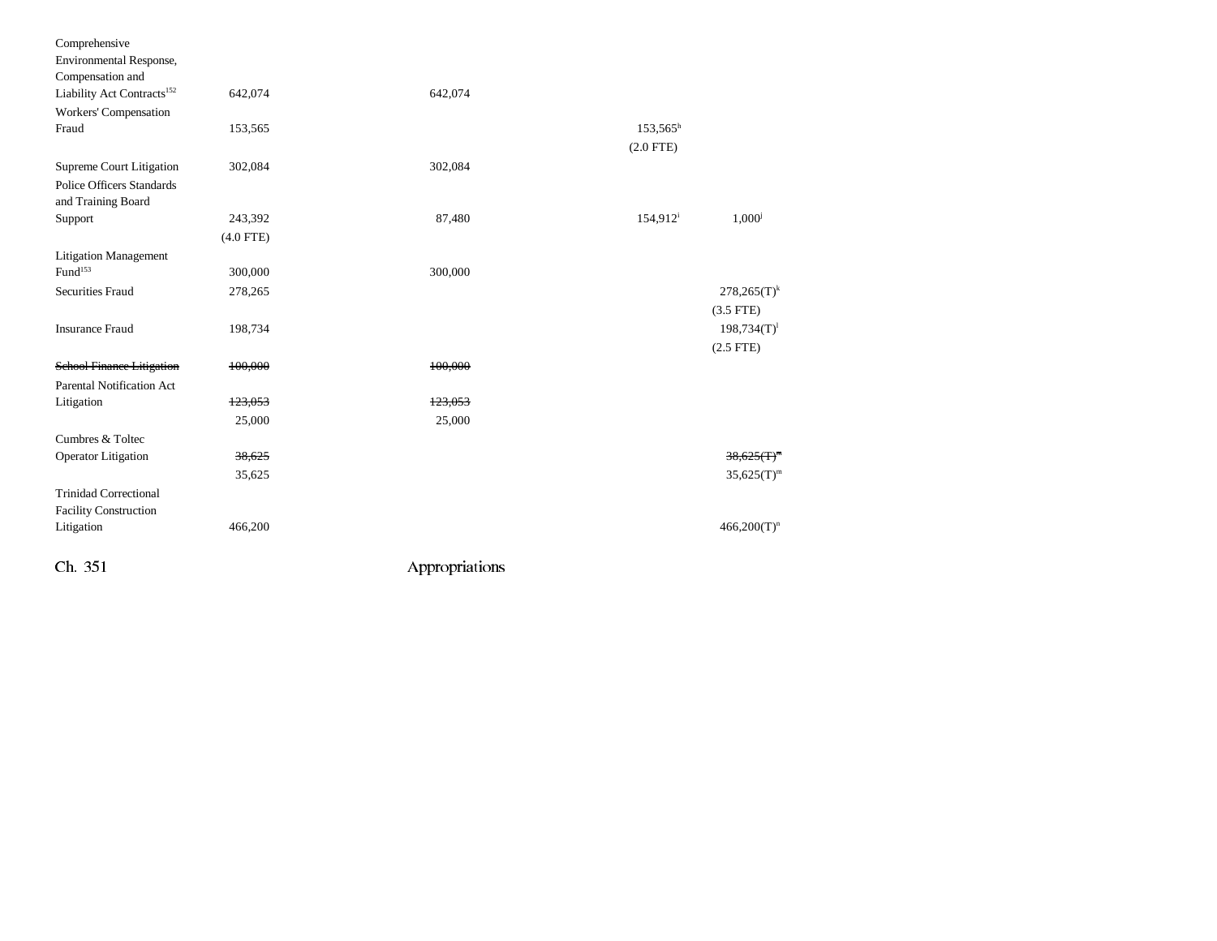| | | | | | |
|---|---|---|---|---|---|
| Comprehensive Environmental Response, Compensation and Liability Act Contracts[152] | 642,074 | 642,074 | | | |
| Workers' Compensation Fraud | 153,565 | | | 153,565[h] (2.0 FTE) | |
| Supreme Court Litigation | 302,084 | 302,084 | | | |
| Police Officers Standards and Training Board Support | 243,392 (4.0 FTE) | 87,480 | | 154,912[i] | 1,000[j] |
| Litigation Management Fund[153] | 300,000 | 300,000 | | | |
| Securities Fraud | 278,265 | | | | 278,265(T)[k] (3.5 FTE) |
| Insurance Fraud | 198,734 | | | | 198,734(T)[l] (2.5 FTE) |
| ~~School Finance Litigation~~ | ~~100,000~~ | ~~100,000~~ | | | |
| Parental Notification Act Litigation | ~~123,053~~ 25,000 | ~~123,053~~ 25,000 | | | |
| Cumbres & Toltec Operator Litigation | ~~38,625~~ 35,625 | | | | ~~38,625(T)[m]~~ 35,625(T)[m] |
| Trinidad Correctional Facility Construction Litigation | 466,200 | | | | 466,200(T)[n] |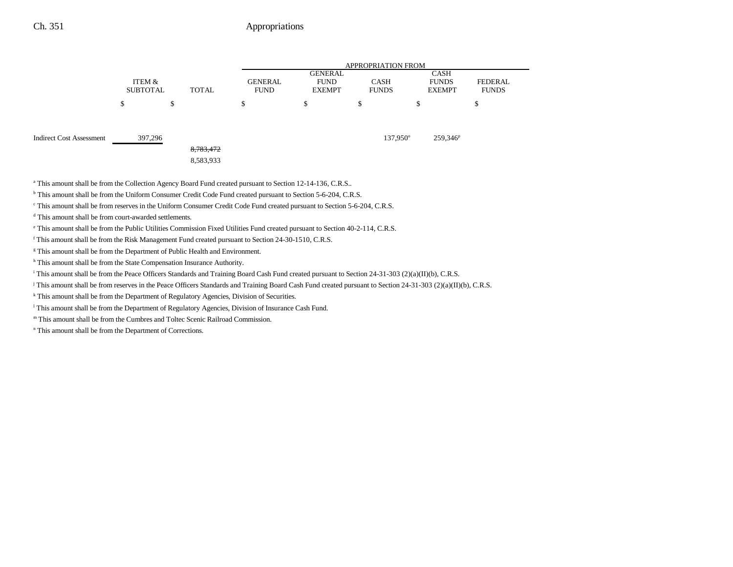| | ITEM & SUBTOTAL | TOTAL | APPROPRIATION FROM GENERAL FUND | GENERAL FUND EXEMPT | CASH FUNDS | CASH FUNDS EXEMPT | FEDERAL FUNDS |
|---|---|---|---|---|---|---|---|
| | $ | $ | $ | $ | $ | $ | $ |
| Indirect Cost Assessment | 397,296 | | | | 137,950[o] | 259,346[p] | |
| | | ~~8,783,472~~ 8,583,933 | | | | | |

[a] This amount shall be from the Collection Agency Board Fund created pursuant to Section 12-14-136, C.R.S..

[b] This amount shall be from the Uniform Consumer Credit Code Fund created pursuant to Section 5-6-204, C.R.S.

[c] This amount shall be from reserves in the Uniform Consumer Credit Code Fund created pursuant to Section 5-6-204, C.R.S.

[d] This amount shall be from court-awarded settlements.

[e] This amount shall be from the Public Utilities Commission Fixed Utilities Fund created pursuant to Section 40-2-114, C.R.S.

[f] This amount shall be from the Risk Management Fund created pursuant to Section 24-30-1510, C.R.S.

[g] This amount shall be from the Department of Public Health and Environment.

[h] This amount shall be from the State Compensation Insurance Authority.

[i] This amount shall be from the Peace Officers Standards and Training Board Cash Fund created pursuant to Section 24-31-303 (2)(a)(II)(b), C.R.S.

[j] This amount shall be from reserves in the Peace Officers Standards and Training Board Cash Fund created pursuant to Section 24-31-303 (2)(a)(II)(b), C.R.S.

[k] This amount shall be from the Department of Regulatory Agencies, Division of Securities.

[l] This amount shall be from the Department of Regulatory Agencies, Division of Insurance Cash Fund.

[m] This amount shall be from the Cumbres and Toltec Scenic Railroad Commission.

[n] This amount shall be from the Department of Corrections.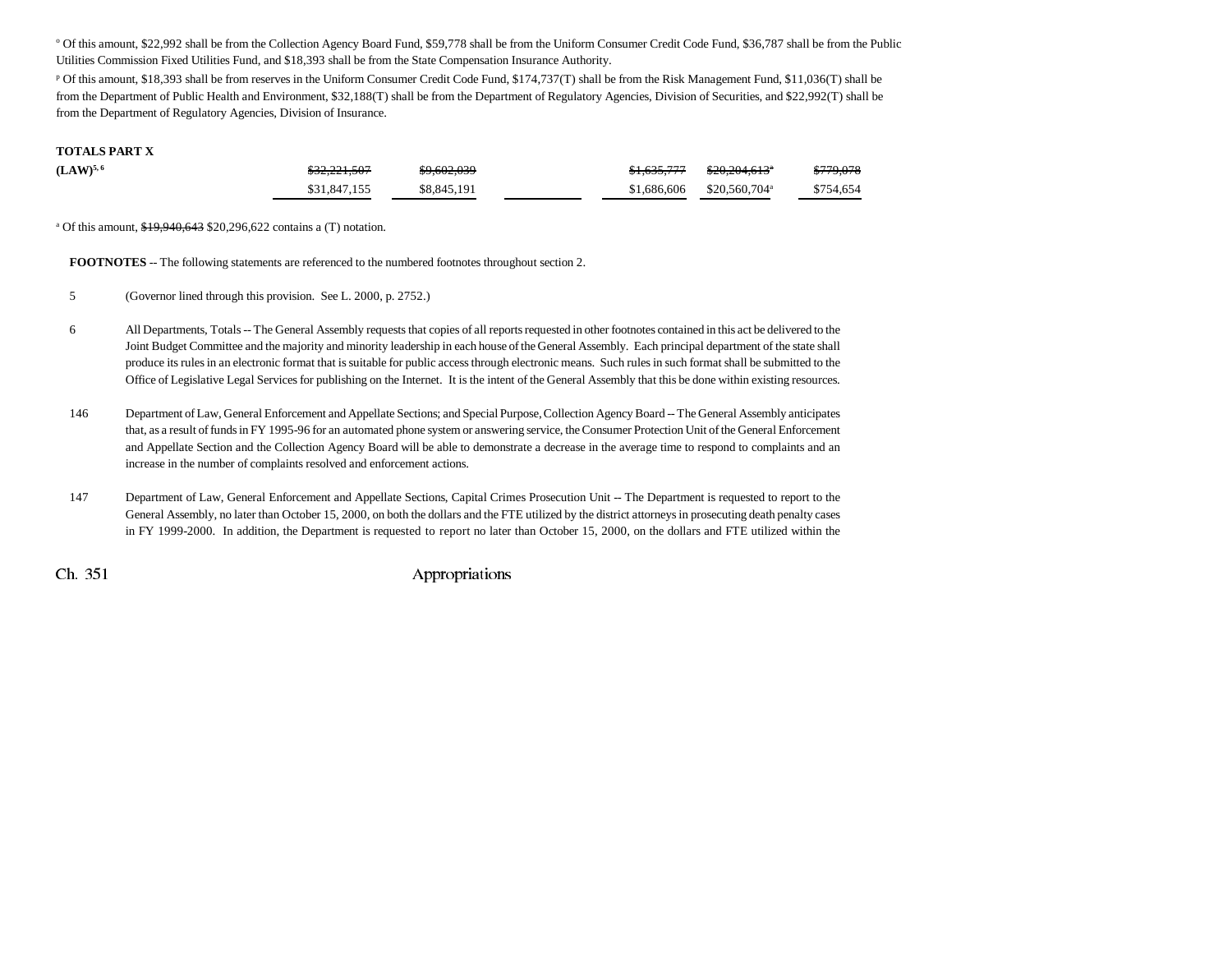[o] Of this amount, $22,992 shall be from the Collection Agency Board Fund, $59,778 shall be from the Uniform Consumer Credit Code Fund, $36,787 shall be from the Public Utilities Commission Fixed Utilities Fund, and $18,393 shall be from the State Compensation Insurance Authority.

[p] Of this amount, $18,393 shall be from reserves in the Uniform Consumer Credit Code Fund, $174,737(T) shall be from the Risk Management Fund, $11,036(T) shall be from the Department of Public Health and Environment, $32,188(T) shall be from the Department of Regulatory Agencies, Division of Securities, and $22,992(T) shall be from the Department of Regulatory Agencies, Division of Insurance.

| | | | | | | |
|---|---|---|---|---|---|---|
| **TOTALS PART X** | | | | | | |
| **(LAW)**[5, 6] | ~~$32,221,507~~ | ~~$9,602,039~~ | | ~~$1,635,777~~ | ~~$20,204,613~~[a] | ~~$779,078~~ |
| | $31,847,155 | $8,845,191 | | $1,686,606 | $20,560,704[a] | $754,654 |

[a] Of this amount, ~~$19,940,643~~ $20,296,622 contains a (T) notation.

**FOOTNOTES** -- The following statements are referenced to the numbered footnotes throughout section 2.

5 (Governor lined through this provision. See L. 2000, p. 2752.)

6 All Departments, Totals -- The General Assembly requests that copies of all reports requested in other footnotes contained in this act be delivered to the Joint Budget Committee and the majority and minority leadership in each house of the General Assembly. Each principal department of the state shall produce its rules in an electronic format that is suitable for public access through electronic means. Such rules in such format shall be submitted to the Office of Legislative Legal Services for publishing on the Internet. It is the intent of the General Assembly that this be done within existing resources.

146 Department of Law, General Enforcement and Appellate Sections; and Special Purpose, Collection Agency Board -- The General Assembly anticipates that, as a result of funds in FY 1995-96 for an automated phone system or answering service, the Consumer Protection Unit of the General Enforcement and Appellate Section and the Collection Agency Board will be able to demonstrate a decrease in the average time to respond to complaints and an increase in the number of complaints resolved and enforcement actions.

147 Department of Law, General Enforcement and Appellate Sections, Capital Crimes Prosecution Unit -- The Department is requested to report to the General Assembly, no later than October 15, 2000, on both the dollars and the FTE utilized by the district attorneys in prosecuting death penalty cases in FY 1999-2000. In addition, the Department is requested to report no later than October 15, 2000, on the dollars and FTE utilized within the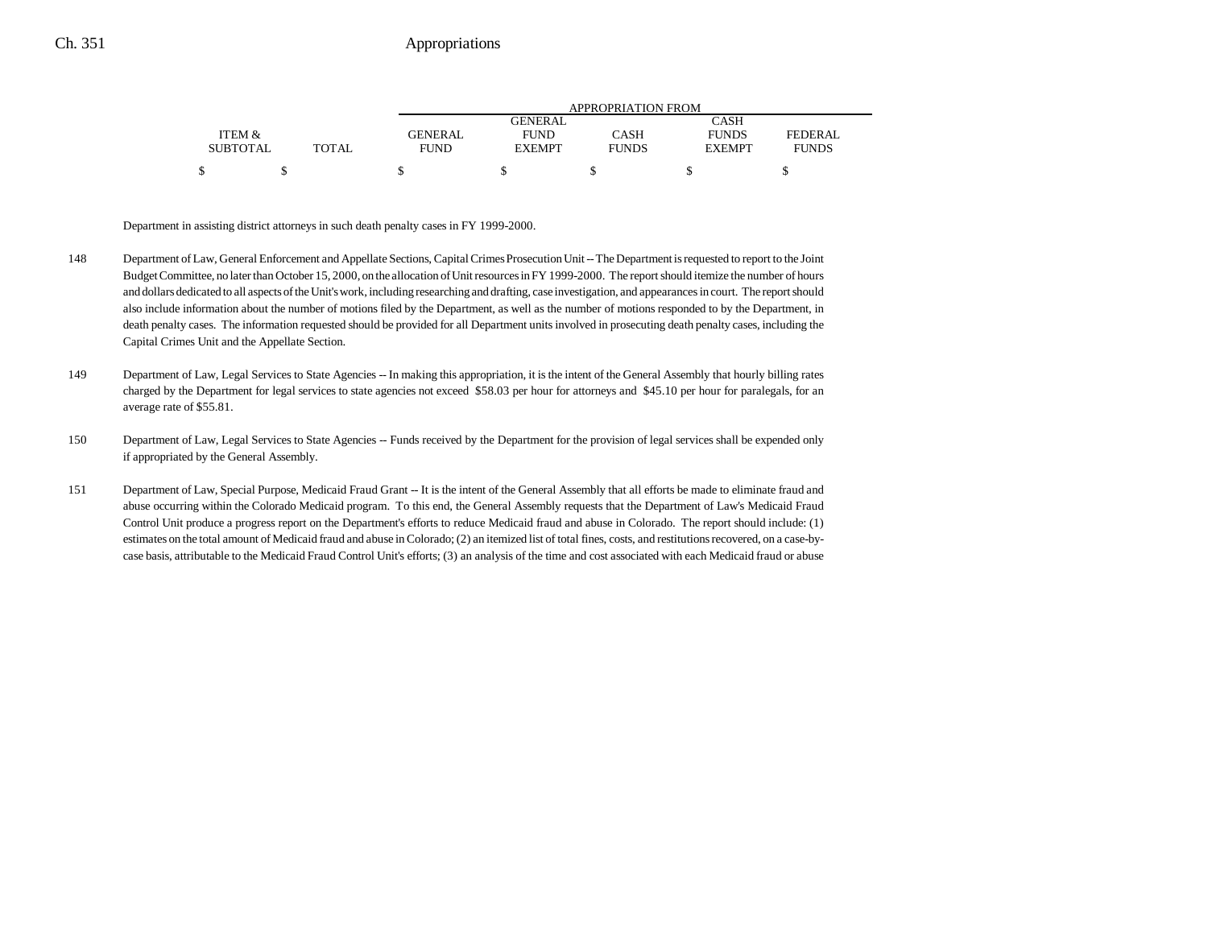| ITEM & SUBTOTAL | TOTAL | APPROPRIATION FROM GENERAL FUND | GENERAL FUND EXEMPT | CASH FUNDS | CASH FUNDS EXEMPT | FEDERAL FUNDS |
|---|---|---|---|---|---|---|
| $ | $ | $ | $ | $ | $ | $ |

Department in assisting district attorneys in such death penalty cases in FY 1999-2000.

148 Department of Law, General Enforcement and Appellate Sections, Capital Crimes Prosecution Unit -- The Department is requested to report to the Joint Budget Committee, no later than October 15, 2000, on the allocation of Unit resources in FY 1999-2000. The report should itemize the number of hours and dollars dedicated to all aspects of the Unit's work, including researching and drafting, case investigation, and appearances in court. The report should also include information about the number of motions filed by the Department, as well as the number of motions responded to by the Department, in death penalty cases. The information requested should be provided for all Department units involved in prosecuting death penalty cases, including the Capital Crimes Unit and the Appellate Section.

149 Department of Law, Legal Services to State Agencies -- In making this appropriation, it is the intent of the General Assembly that hourly billing rates charged by the Department for legal services to state agencies not exceed $58.03 per hour for attorneys and $45.10 per hour for paralegals, for an average rate of $55.81.

150 Department of Law, Legal Services to State Agencies -- Funds received by the Department for the provision of legal services shall be expended only if appropriated by the General Assembly.

151 Department of Law, Special Purpose, Medicaid Fraud Grant -- It is the intent of the General Assembly that all efforts be made to eliminate fraud and abuse occurring within the Colorado Medicaid program. To this end, the General Assembly requests that the Department of Law's Medicaid Fraud Control Unit produce a progress report on the Department's efforts to reduce Medicaid fraud and abuse in Colorado. The report should include: (1) estimates on the total amount of Medicaid fraud and abuse in Colorado; (2) an itemized list of total fines, costs, and restitutions recovered, on a case-by-case basis, attributable to the Medicaid Fraud Control Unit's efforts; (3) an analysis of the time and cost associated with each Medicaid fraud or abuse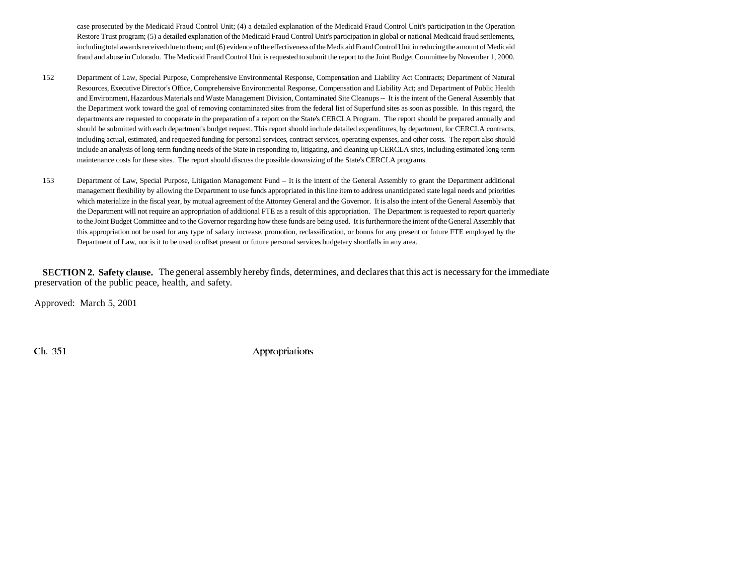case prosecuted by the Medicaid Fraud Control Unit; (4) a detailed explanation of the Medicaid Fraud Control Unit's participation in the Operation Restore Trust program; (5) a detailed explanation of the Medicaid Fraud Control Unit's participation in global or national Medicaid fraud settlements, including total awards received due to them; and (6) evidence of the effectiveness of the Medicaid Fraud Control Unit in reducing the amount of Medicaid fraud and abuse in Colorado. The Medicaid Fraud Control Unit is requested to submit the report to the Joint Budget Committee by November 1, 2000.

152 Department of Law, Special Purpose, Comprehensive Environmental Response, Compensation and Liability Act Contracts; Department of Natural Resources, Executive Director's Office, Comprehensive Environmental Response, Compensation and Liability Act; and Department of Public Health and Environment, Hazardous Materials and Waste Management Division, Contaminated Site Cleanups -- It is the intent of the General Assembly that the Department work toward the goal of removing contaminated sites from the federal list of Superfund sites as soon as possible. In this regard, the departments are requested to cooperate in the preparation of a report on the State's CERCLA Program. The report should be prepared annually and should be submitted with each department's budget request. This report should include detailed expenditures, by department, for CERCLA contracts, including actual, estimated, and requested funding for personal services, contract services, operating expenses, and other costs. The report also should include an analysis of long-term funding needs of the State in responding to, litigating, and cleaning up CERCLA sites, including estimated long-term maintenance costs for these sites. The report should discuss the possible downsizing of the State's CERCLA programs.

153 Department of Law, Special Purpose, Litigation Management Fund -- It is the intent of the General Assembly to grant the Department additional management flexibility by allowing the Department to use funds appropriated in this line item to address unanticipated state legal needs and priorities which materialize in the fiscal year, by mutual agreement of the Attorney General and the Governor. It is also the intent of the General Assembly that the Department will not require an appropriation of additional FTE as a result of this appropriation. The Department is requested to report quarterly to the Joint Budget Committee and to the Governor regarding how these funds are being used. It is furthermore the intent of the General Assembly that this appropriation not be used for any type of salary increase, promotion, reclassification, or bonus for any present or future FTE employed by the Department of Law, nor is it to be used to offset present or future personal services budgetary shortfalls in any area.

**SECTION 2. Safety clause.** The general assembly hereby finds, determines, and declares that this act is necessary for the immediate preservation of the public peace, health, and safety.

Approved: March 5, 2001